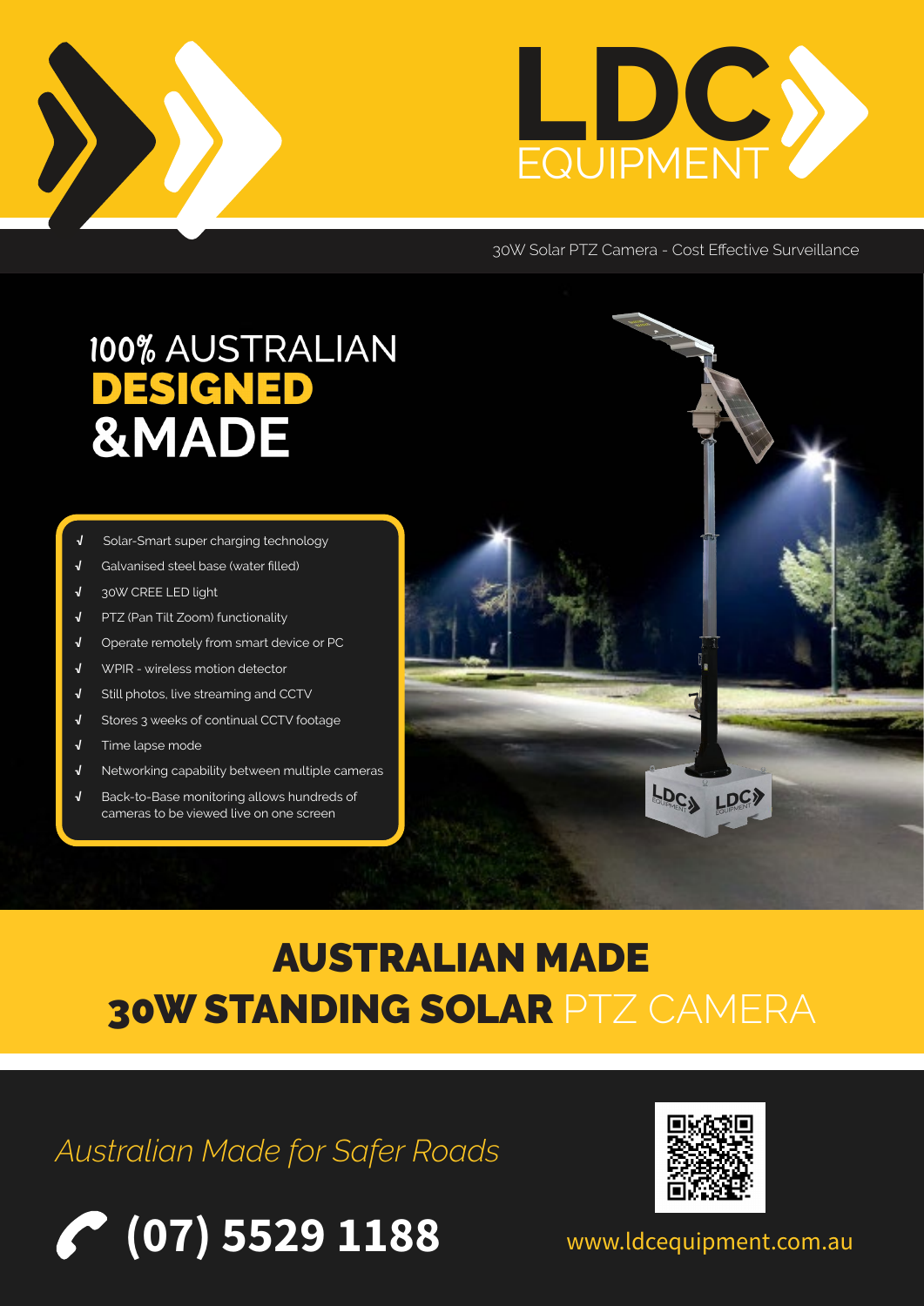# LDC EQUIPMENT

30W Solar PTZ Camera - Cost Effective Surveillance

## 100% AUSTRALIAN DESIGNED & MADE

- √ Solar-Smart super charging technology
- √ Galvanised steel base (water filled)
- √ 30W CREE LED light
- √ PTZ (Pan Tilt Zoom) functionality
- √ Operate remotely from smart device or PC
- √ WPIR - wireless motion detector
- √ Still photos, live streaming and CCTV
- √ Stores 3 weeks of continual CCTV footage
- √ Time lapse mode
- √ Networking capability between multiple cameras
- √ Back-to-Base monitoring allows hundreds of cameras to be viewed live on one screen

## AUSTRALIAN MADE 30W STANDING SOLAR PTZ CAMERA

*Australian Made for Safer Roads*

**(07) 5529 1188**

www.ldcequipment.com.au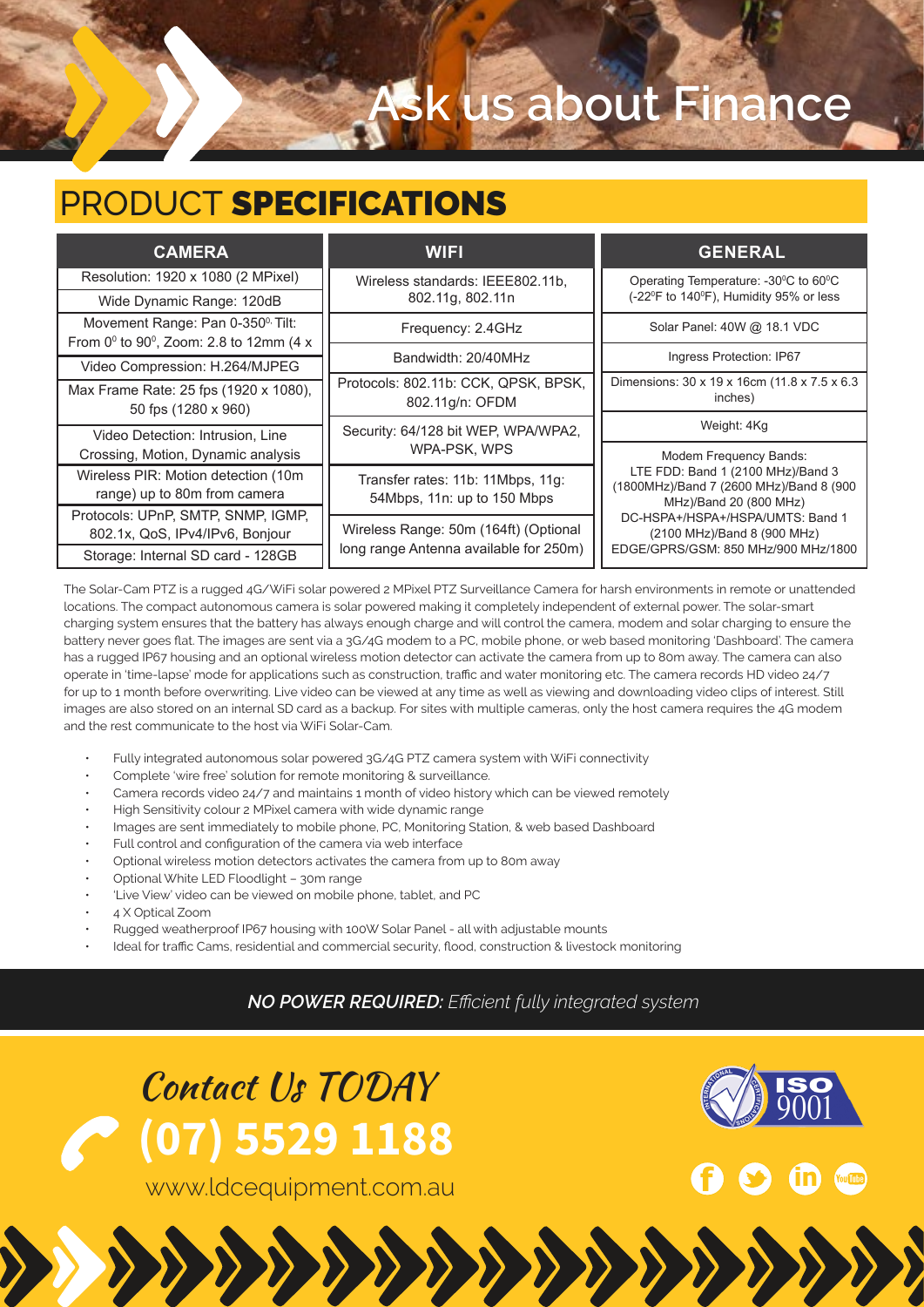# Ask us about Finance

## PRODUCT SPECIFICATIONS

| CAMERA | WIFI | GENERAL |
|---|---|---|
| Resolution: 1920 x 1080 (2 MPixel) | Wireless standards: IEEE802.11b, 802.11g, 802.11n | Operating Temperature: -30ºC to 60ºC (-22ºF to 140ºF), Humidity 95% or less |
| Wide Dynamic Range: 120dB | | |
| Movement Range: Pan 0-350º. Tilt: From 0º to 90º, Zoom: 2.8 to 12mm (4 x | Frequency: 2.4GHz | Solar Panel: 40W @ 18.1 VDC |
| Video Compression: H.264/MJPEG | Bandwidth: 20/40MHz | Ingress Protection: IP67 |
| Max Frame Rate: 25 fps (1920 x 1080), 50 fps (1280 x 960) | Protocols: 802.11b: CCK, QPSK, BPSK, 802.11g/n: OFDM | Dimensions: 30 x 19 x 16cm (11.8 x 7.5 x 6.3 inches) |
| Video Detection: Intrusion, Line Crossing, Motion, Dynamic analysis | Security: 64/128 bit WEP, WPA/WPA2, WPA-PSK, WPS | Weight: 4Kg |
| Wireless PIR: Motion detection (10m range) up to 80m from camera | Transfer rates: 11b: 11Mbps, 11g: 54Mbps, 11n: up to 150 Mbps | Modem Frequency Bands: LTE FDD: Band 1 (2100 MHz)/Band 3 (1800MHz)/Band 7 (2600 MHz)/Band 8 (900 MHz)/Band 20 (800 MHz) DC-HSPA+/HSPA+/HSPA/UMTS: Band 1 (2100 MHz)/Band 8 (900 MHz) EDGE/GPRS/GSM: 850 MHz/900 MHz/1800 |
| Protocols: UPnP, SMTP, SNMP, IGMP, 802.1x, QoS, IPv4/IPv6, Bonjour | Wireless Range: 50m (164ft) (Optional long range Antenna available for 250m) | |
| Storage: Internal SD card - 128GB | | |

The Solar-Cam PTZ is a rugged 4G/WiFi solar powered 2 MPixel PTZ Surveillance Camera for harsh environments in remote or unattended locations. The compact autonomous camera is solar powered making it completely independent of external power. The solar-smart charging system ensures that the battery has always enough charge and will control the camera, modem and solar charging to ensure the battery never goes flat. The images are sent via a 3G/4G modem to a PC, mobile phone, or web based monitoring 'Dashboard'. The camera has a rugged IP67 housing and an optional wireless motion detector can activate the camera from up to 80m away. The camera can also operate in 'time-lapse' mode for applications such as construction, traffic and water monitoring etc. The camera records HD video 24/7 for up to 1 month before overwriting. Live video can be viewed at any time as well as viewing and downloading video clips of interest. Still images are also stored on an internal SD card as a backup. For sites with multiple cameras, only the host camera requires the 4G modem and the rest communicate to the host via WiFi Solar-Cam.

- Fully integrated autonomous solar powered 3G/4G PTZ camera system with WiFi connectivity
- Complete 'wire free' solution for remote monitoring & surveillance.
- Camera records video 24/7 and maintains 1 month of video history which can be viewed remotely
- High Sensitivity colour 2 MPixel camera with wide dynamic range
- Images are sent immediately to mobile phone, PC, Monitoring Station, & web based Dashboard
- Full control and configuration of the camera via web interface
- Optional wireless motion detectors activates the camera from up to 80m away
- Optional White LED Floodlight – 30m range
- 'Live View' video can be viewed on mobile phone, tablet, and PC
- 4 X Optical Zoom
- Rugged weatherproof IP67 housing with 100W Solar Panel - all with adjustable mounts
- Ideal for traffic Cams, residential and commercial security, flood, construction & livestock monitoring

***NO POWER REQUIRED:*** *Efficient fully integrated system*

Contact Us TODAY

**(07) 5529 1188**

www.ldcequipment.com.au

ISO 9001